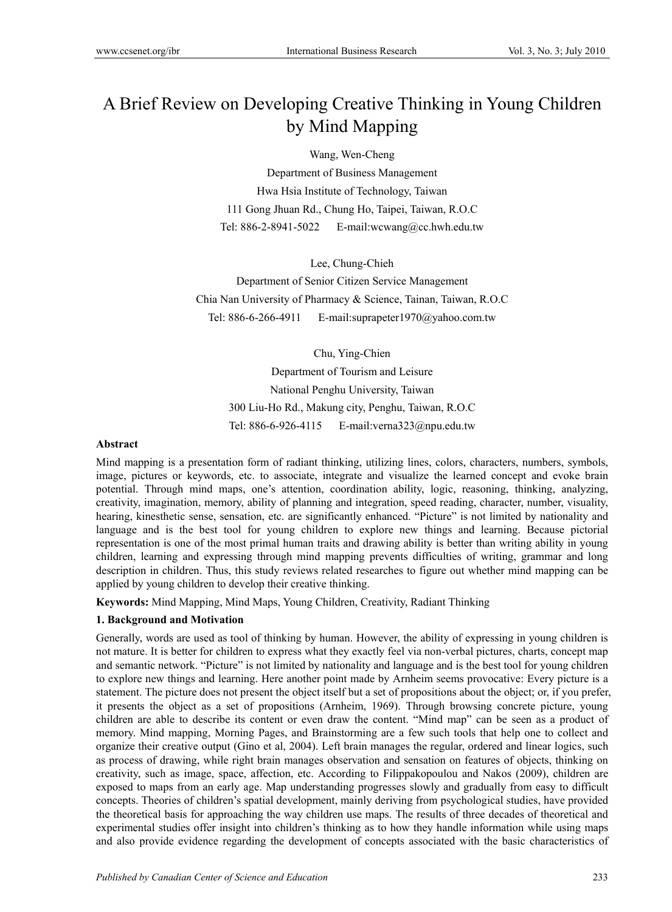# A Brief Review on Developing Creative Thinking in Young Children by Mind Mapping

Wang, Wen-Cheng

Department of Business Management

Hwa Hsia Institute of Technology, Taiwan

111 Gong Jhuan Rd., Chung Ho, Taipei, Taiwan, R.O.C

Tel: 886-2-8941-5022 E-mail:wcwang@cc.hwh.edu.tw

Lee, Chung-Chieh

Department of Senior Citizen Service Management

Chia Nan University of Pharmacy & Science, Tainan, Taiwan, R.O.C

Tel: 886-6-266-4911 E-mail:suprapeter1970@yahoo.com.tw

Chu, Ying-Chien

Department of Tourism and Leisure

National Penghu University, Taiwan

300 Liu-Ho Rd., Makung city, Penghu, Taiwan, R.O.C

Tel: 886-6-926-4115 E-mail:verna323@npu.edu.tw

**Abstract**

Mind mapping is a presentation form of radiant thinking, utilizing lines, colors, characters, numbers, symbols, image, pictures or keywords, etc. to associate, integrate and visualize the learned concept and evoke brain potential. Through mind maps, one's attention, coordination ability, logic, reasoning, thinking, analyzing, creativity, imagination, memory, ability of planning and integration, speed reading, character, number, visuality, hearing, kinesthetic sense, sensation, etc. are significantly enhanced. "Picture" is not limited by nationality and language and is the best tool for young children to explore new things and learning. Because pictorial representation is one of the most primal human traits and drawing ability is better than writing ability in young children, learning and expressing through mind mapping prevents difficulties of writing, grammar and long description in children. Thus, this study reviews related researches to figure out whether mind mapping can be applied by young children to develop their creative thinking.

**Keywords:** Mind Mapping, Mind Maps, Young Children, Creativity, Radiant Thinking

## 1. Background and Motivation

Generally, words are used as tool of thinking by human. However, the ability of expressing in young children is not mature. It is better for children to express what they exactly feel via non-verbal pictures, charts, concept map and semantic network. "Picture" is not limited by nationality and language and is the best tool for young children to explore new things and learning. Here another point made by Arnheim seems provocative: Every picture is a statement. The picture does not present the object itself but a set of propositions about the object; or, if you prefer, it presents the object as a set of propositions (Arnheim, 1969). Through browsing concrete picture, young children are able to describe its content or even draw the content. "Mind map" can be seen as a product of memory. Mind mapping, Morning Pages, and Brainstorming are a few such tools that help one to collect and organize their creative output (Gino et al, 2004). Left brain manages the regular, ordered and linear logics, such as process of drawing, while right brain manages observation and sensation on features of objects, thinking on creativity, such as image, space, affection, etc. According to Filippakopoulou and Nakos (2009), children are exposed to maps from an early age. Map understanding progresses slowly and gradually from easy to difficult concepts. Theories of children's spatial development, mainly deriving from psychological studies, have provided the theoretical basis for approaching the way children use maps. The results of three decades of theoretical and experimental studies offer insight into children's thinking as to how they handle information while using maps and also provide evidence regarding the development of concepts associated with the basic characteristics of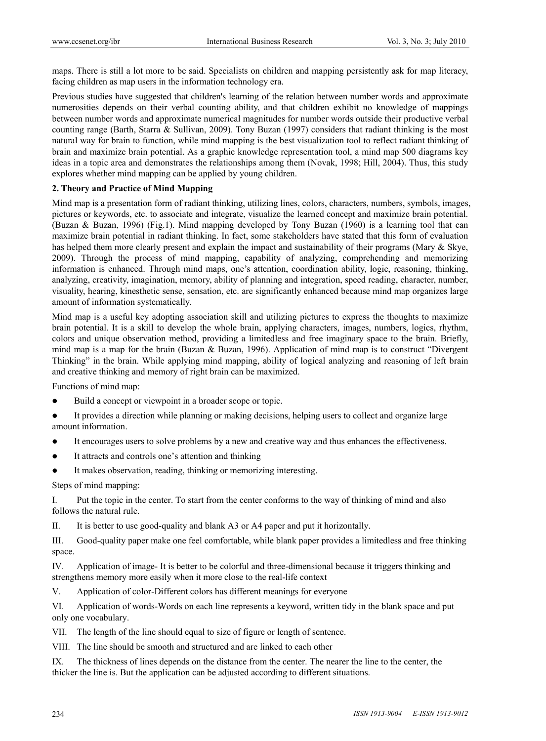maps. There is still a lot more to be said. Specialists on children and mapping persistently ask for map literacy, facing children as map users in the information technology era.

Previous studies have suggested that children's learning of the relation between number words and approximate numerosities depends on their verbal counting ability, and that children exhibit no knowledge of mappings between number words and approximate numerical magnitudes for number words outside their productive verbal counting range (Barth, Starra & Sullivan, 2009). Tony Buzan (1997) considers that radiant thinking is the most natural way for brain to function, while mind mapping is the best visualization tool to reflect radiant thinking of brain and maximize brain potential. As a graphic knowledge representation tool, a mind map 500 diagrams key ideas in a topic area and demonstrates the relationships among them (Novak, 1998; Hill, 2004). Thus, this study explores whether mind mapping can be applied by young children.

## 2. Theory and Practice of Mind Mapping

Mind map is a presentation form of radiant thinking, utilizing lines, colors, characters, numbers, symbols, images, pictures or keywords, etc. to associate and integrate, visualize the learned concept and maximize brain potential. (Buzan & Buzan, 1996) (Fig.1). Mind mapping developed by Tony Buzan (1960) is a learning tool that can maximize brain potential in radiant thinking. In fact, some stakeholders have stated that this form of evaluation has helped them more clearly present and explain the impact and sustainability of their programs (Mary & Skye, 2009). Through the process of mind mapping, capability of analyzing, comprehending and memorizing information is enhanced. Through mind maps, one's attention, coordination ability, logic, reasoning, thinking, analyzing, creativity, imagination, memory, ability of planning and integration, speed reading, character, number, visuality, hearing, kinesthetic sense, sensation, etc. are significantly enhanced because mind map organizes large amount of information systematically.

Mind map is a useful key adopting association skill and utilizing pictures to express the thoughts to maximize brain potential. It is a skill to develop the whole brain, applying characters, images, numbers, logics, rhythm, colors and unique observation method, providing a limitedless and free imaginary space to the brain. Briefly, mind map is a map for the brain (Buzan & Buzan, 1996). Application of mind map is to construct "Divergent Thinking" in the brain. While applying mind mapping, ability of logical analyzing and reasoning of left brain and creative thinking and memory of right brain can be maximized.

Functions of mind map:

- Build a concept or viewpoint in a broader scope or topic.
- It provides a direction while planning or making decisions, helping users to collect and organize large amount information.
- It encourages users to solve problems by a new and creative way and thus enhances the effectiveness.
- It attracts and controls one's attention and thinking
- It makes observation, reading, thinking or memorizing interesting.

Steps of mind mapping:

I. Put the topic in the center. To start from the center conforms to the way of thinking of mind and also follows the natural rule.

II. It is better to use good-quality and blank A3 or A4 paper and put it horizontally.

III. Good-quality paper make one feel comfortable, while blank paper provides a limitedless and free thinking space.

IV. Application of image- It is better to be colorful and three-dimensional because it triggers thinking and strengthens memory more easily when it more close to the real-life context

V. Application of color-Different colors has different meanings for everyone

VI. Application of words-Words on each line represents a keyword, written tidy in the blank space and put only one vocabulary.

VII. The length of the line should equal to size of figure or length of sentence.

VIII. The line should be smooth and structured and are linked to each other

IX. The thickness of lines depends on the distance from the center. The nearer the line to the center, the thicker the line is. But the application can be adjusted according to different situations.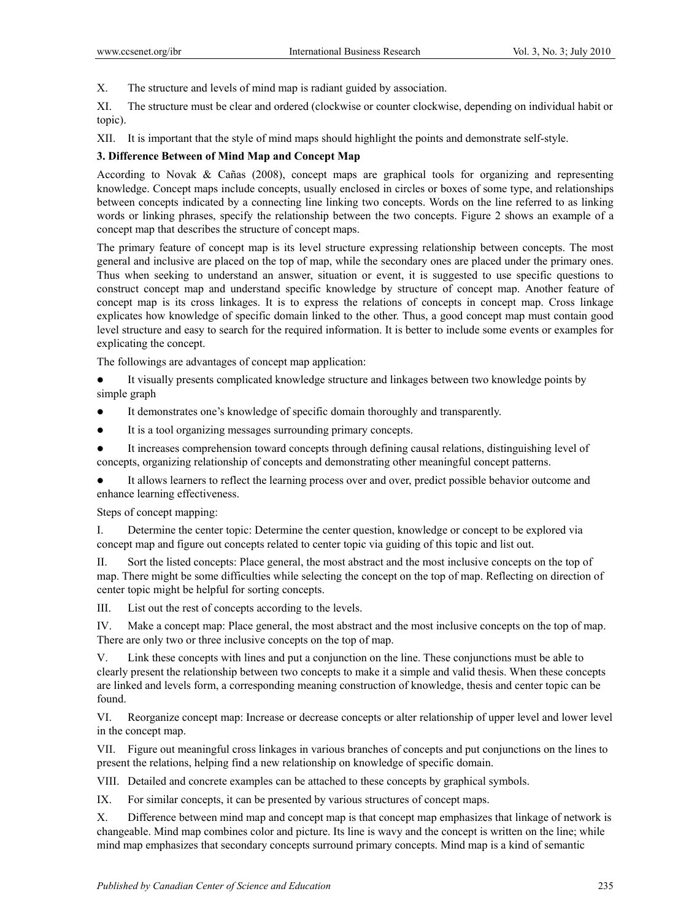X. The structure and levels of mind map is radiant guided by association.

XI. The structure must be clear and ordered (clockwise or counter clockwise, depending on individual habit or topic).

XII. It is important that the style of mind maps should highlight the points and demonstrate self-style.

### 3. Difference Between of Mind Map and Concept Map

According to Novak & Cañas (2008), concept maps are graphical tools for organizing and representing knowledge. Concept maps include concepts, usually enclosed in circles or boxes of some type, and relationships between concepts indicated by a connecting line linking two concepts. Words on the line referred to as linking words or linking phrases, specify the relationship between the two concepts. Figure 2 shows an example of a concept map that describes the structure of concept maps.

The primary feature of concept map is its level structure expressing relationship between concepts. The most general and inclusive are placed on the top of map, while the secondary ones are placed under the primary ones. Thus when seeking to understand an answer, situation or event, it is suggested to use specific questions to construct concept map and understand specific knowledge by structure of concept map. Another feature of concept map is its cross linkages. It is to express the relations of concepts in concept map. Cross linkage explicates how knowledge of specific domain linked to the other. Thus, a good concept map must contain good level structure and easy to search for the required information. It is better to include some events or examples for explicating the concept.

The followings are advantages of concept map application:

- It visually presents complicated knowledge structure and linkages between two knowledge points by simple graph
- It demonstrates one's knowledge of specific domain thoroughly and transparently.
- It is a tool organizing messages surrounding primary concepts.
- It increases comprehension toward concepts through defining causal relations, distinguishing level of concepts, organizing relationship of concepts and demonstrating other meaningful concept patterns.
- It allows learners to reflect the learning process over and over, predict possible behavior outcome and enhance learning effectiveness.

Steps of concept mapping:

I. Determine the center topic: Determine the center question, knowledge or concept to be explored via concept map and figure out concepts related to center topic via guiding of this topic and list out.

II. Sort the listed concepts: Place general, the most abstract and the most inclusive concepts on the top of map. There might be some difficulties while selecting the concept on the top of map. Reflecting on direction of center topic might be helpful for sorting concepts.

III. List out the rest of concepts according to the levels.

IV. Make a concept map: Place general, the most abstract and the most inclusive concepts on the top of map. There are only two or three inclusive concepts on the top of map.

V. Link these concepts with lines and put a conjunction on the line. These conjunctions must be able to clearly present the relationship between two concepts to make it a simple and valid thesis. When these concepts are linked and levels form, a corresponding meaning construction of knowledge, thesis and center topic can be found.

VI. Reorganize concept map: Increase or decrease concepts or alter relationship of upper level and lower level in the concept map.

VII. Figure out meaningful cross linkages in various branches of concepts and put conjunctions on the lines to present the relations, helping find a new relationship on knowledge of specific domain.

VIII. Detailed and concrete examples can be attached to these concepts by graphical symbols.

IX. For similar concepts, it can be presented by various structures of concept maps.

X. Difference between mind map and concept map is that concept map emphasizes that linkage of network is changeable. Mind map combines color and picture. Its line is wavy and the concept is written on the line; while mind map emphasizes that secondary concepts surround primary concepts. Mind map is a kind of semantic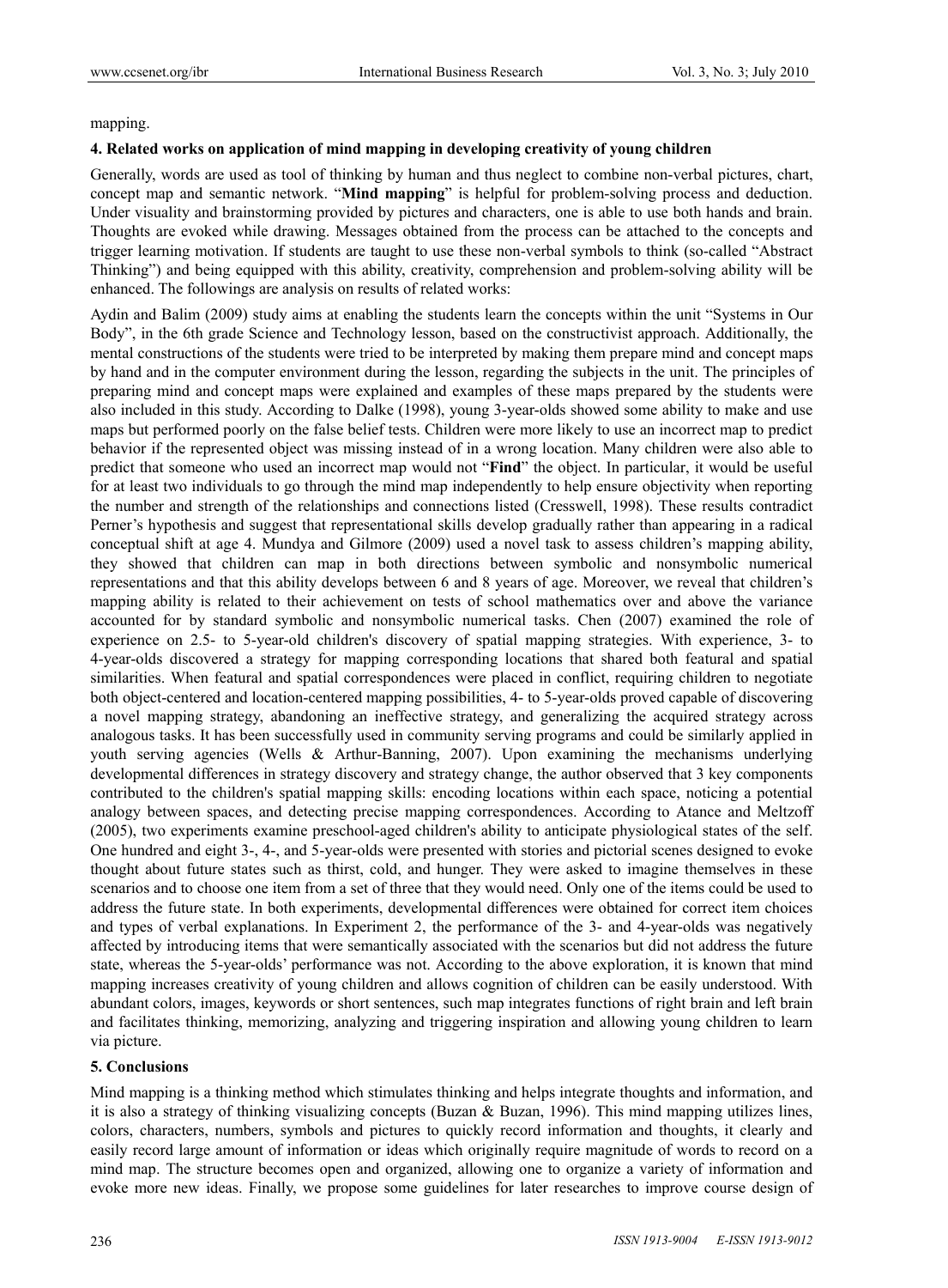mapping.

## 4. Related works on application of mind mapping in developing creativity of young children

Generally, words are used as tool of thinking by human and thus neglect to combine non-verbal pictures, chart, concept map and semantic network. "**Mind mapping**" is helpful for problem-solving process and deduction. Under visuality and brainstorming provided by pictures and characters, one is able to use both hands and brain. Thoughts are evoked while drawing. Messages obtained from the process can be attached to the concepts and trigger learning motivation. If students are taught to use these non-verbal symbols to think (so-called "Abstract Thinking") and being equipped with this ability, creativity, comprehension and problem-solving ability will be enhanced. The followings are analysis on results of related works:

Aydin and Balim (2009) study aims at enabling the students learn the concepts within the unit "Systems in Our Body", in the 6th grade Science and Technology lesson, based on the constructivist approach. Additionally, the mental constructions of the students were tried to be interpreted by making them prepare mind and concept maps by hand and in the computer environment during the lesson, regarding the subjects in the unit. The principles of preparing mind and concept maps were explained and examples of these maps prepared by the students were also included in this study. According to Dalke (1998), young 3-year-olds showed some ability to make and use maps but performed poorly on the false belief tests. Children were more likely to use an incorrect map to predict behavior if the represented object was missing instead of in a wrong location. Many children were also able to predict that someone who used an incorrect map would not "**Find**" the object. In particular, it would be useful for at least two individuals to go through the mind map independently to help ensure objectivity when reporting the number and strength of the relationships and connections listed (Cresswell, 1998). These results contradict Perner's hypothesis and suggest that representational skills develop gradually rather than appearing in a radical conceptual shift at age 4. Mundya and Gilmore (2009) used a novel task to assess children's mapping ability, they showed that children can map in both directions between symbolic and nonsymbolic numerical representations and that this ability develops between 6 and 8 years of age. Moreover, we reveal that children's mapping ability is related to their achievement on tests of school mathematics over and above the variance accounted for by standard symbolic and nonsymbolic numerical tasks. Chen (2007) examined the role of experience on 2.5- to 5-year-old children's discovery of spatial mapping strategies. With experience, 3- to 4-year-olds discovered a strategy for mapping corresponding locations that shared both featural and spatial similarities. When featural and spatial correspondences were placed in conflict, requiring children to negotiate both object-centered and location-centered mapping possibilities, 4- to 5-year-olds proved capable of discovering a novel mapping strategy, abandoning an ineffective strategy, and generalizing the acquired strategy across analogous tasks. It has been successfully used in community serving programs and could be similarly applied in youth serving agencies (Wells & Arthur-Banning, 2007). Upon examining the mechanisms underlying developmental differences in strategy discovery and strategy change, the author observed that 3 key components contributed to the children's spatial mapping skills: encoding locations within each space, noticing a potential analogy between spaces, and detecting precise mapping correspondences. According to Atance and Meltzoff (2005), two experiments examine preschool-aged children's ability to anticipate physiological states of the self. One hundred and eight 3-, 4-, and 5-year-olds were presented with stories and pictorial scenes designed to evoke thought about future states such as thirst, cold, and hunger. They were asked to imagine themselves in these scenarios and to choose one item from a set of three that they would need. Only one of the items could be used to address the future state. In both experiments, developmental differences were obtained for correct item choices and types of verbal explanations. In Experiment 2, the performance of the 3- and 4-year-olds was negatively affected by introducing items that were semantically associated with the scenarios but did not address the future state, whereas the 5-year-olds' performance was not. According to the above exploration, it is known that mind mapping increases creativity of young children and allows cognition of children can be easily understood. With abundant colors, images, keywords or short sentences, such map integrates functions of right brain and left brain and facilitates thinking, memorizing, analyzing and triggering inspiration and allowing young children to learn via picture.

## 5. Conclusions

Mind mapping is a thinking method which stimulates thinking and helps integrate thoughts and information, and it is also a strategy of thinking visualizing concepts (Buzan & Buzan, 1996). This mind mapping utilizes lines, colors, characters, numbers, symbols and pictures to quickly record information and thoughts, it clearly and easily record large amount of information or ideas which originally require magnitude of words to record on a mind map. The structure becomes open and organized, allowing one to organize a variety of information and evoke more new ideas. Finally, we propose some guidelines for later researches to improve course design of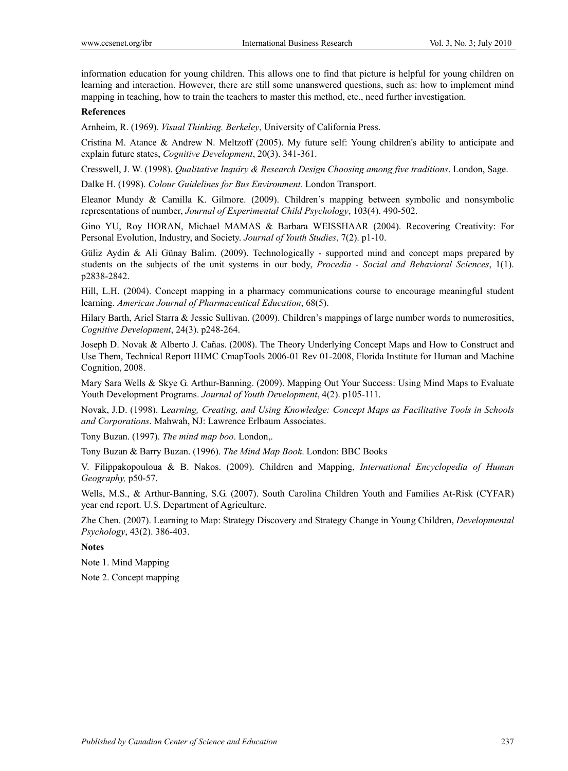information education for young children. This allows one to find that picture is helpful for young children on learning and interaction. However, there are still some unanswered questions, such as: how to implement mind mapping in teaching, how to train the teachers to master this method, etc., need further investigation.

**References**

Arnheim, R. (1969). *Visual Thinking. Berkeley*, University of California Press.

Cristina M. Atance & Andrew N. Meltzoff (2005). My future self: Young children's ability to anticipate and explain future states, *Cognitive Development*, 20(3). 341-361.

Cresswell, J. W. (1998). *Qualitative Inquiry & Research Design Choosing among five traditions*. London, Sage.

Dalke H. (1998). *Colour Guidelines for Bus Environment*. London Transport.

Eleanor Mundy & Camilla K. Gilmore. (2009). Children's mapping between symbolic and nonsymbolic representations of number, *Journal of Experimental Child Psychology*, 103(4). 490-502.

Gino YU, Roy HORAN, Michael MAMAS & Barbara WEISSHAAR (2004). Recovering Creativity: For Personal Evolution, Industry, and Society. *Journal of Youth Studies*, 7(2). p1-10.

Güliz Aydin & Ali Günay Balim. (2009). Technologically - supported mind and concept maps prepared by students on the subjects of the unit systems in our body, *Procedia - Social and Behavioral Sciences*, 1(1). p2838-2842.

Hill, L.H. (2004). Concept mapping in a pharmacy communications course to encourage meaningful student learning. *American Journal of Pharmaceutical Education*, 68(5).

Hilary Barth, Ariel Starra & Jessic Sullivan. (2009). Children's mappings of large number words to numerosities, *Cognitive Development*, 24(3). p248-264.

Joseph D. Novak & Alberto J. Cañas. (2008). The Theory Underlying Concept Maps and How to Construct and Use Them, Technical Report IHMC CmapTools 2006-01 Rev 01-2008, Florida Institute for Human and Machine Cognition, 2008.

Mary Sara Wells & Skye G. Arthur-Banning. (2009). Mapping Out Your Success: Using Mind Maps to Evaluate Youth Development Programs. *Journal of Youth Development*, 4(2). p105-111.

Novak, J.D. (1998). L*earning, Creating, and Using Knowledge: Concept Maps as Facilitative Tools in Schools and Corporations*. Mahwah, NJ: Lawrence Erlbaum Associates.

Tony Buzan. (1997). *The mind map boo*. London,.

Tony Buzan & Barry Buzan. (1996). *The Mind Map Book*. London: BBC Books

V. Filippakopouloua & B. Nakos. (2009). Children and Mapping, *International Encyclopedia of Human Geography,* p50-57.

Wells, M.S., & Arthur-Banning, S.G. (2007). South Carolina Children Youth and Families At-Risk (CYFAR) year end report. U.S. Department of Agriculture.

Zhe Chen. (2007). Learning to Map: Strategy Discovery and Strategy Change in Young Children, *Developmental Psychology*, 43(2). 386-403.

**Notes**

Note 1. Mind Mapping

Note 2. Concept mapping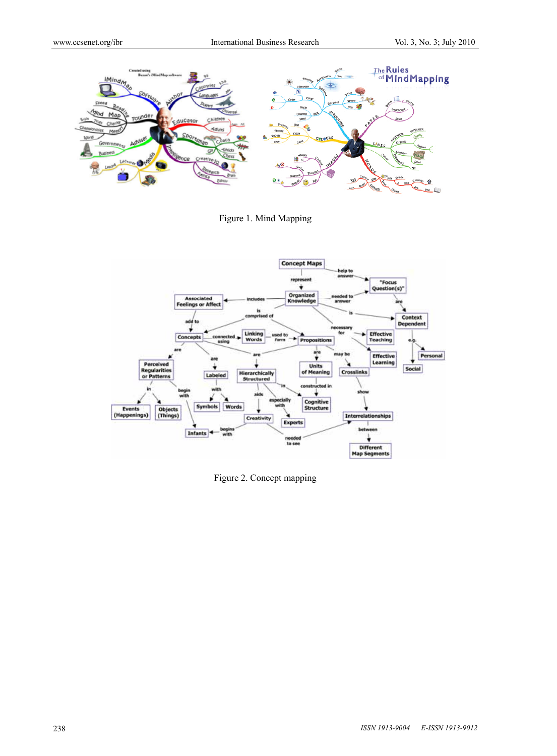Figure 1. Mind Mapping

Figure 2. Concept mapping